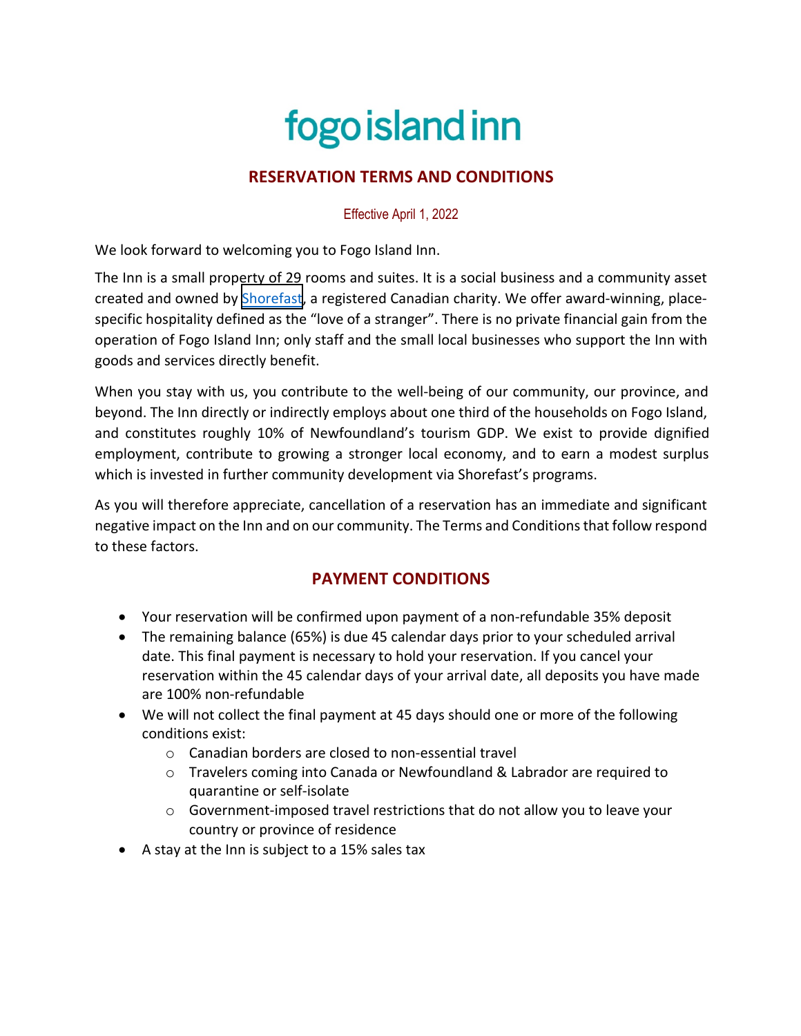# fogo island inn

## RESERVATION TERMS AND CONDITIONS

Effective April 1, 2022

We look forward to welcoming you to Fogo Island Inn.

The Inn is a small property of 29 rooms and suites. It is a social business and a community asset created and owned by Shorefast, a registered Canadian charity. We offer award-winning, place-specific hospitality defined as the "love of a stranger". There is no private financial gain from the operation of Fogo Island Inn; only staff and the small local businesses who support the Inn with goods and services directly benefit.

When you stay with us, you contribute to the well-being of our community, our province, and beyond. The Inn directly or indirectly employs about one third of the households on Fogo Island, and constitutes roughly 10% of Newfoundland's tourism GDP. We exist to provide dignified employment, contribute to growing a stronger local economy, and to earn a modest surplus which is invested in further community development via Shorefast's programs.

As you will therefore appreciate, cancellation of a reservation has an immediate and significant negative impact on the Inn and on our community. The Terms and Conditions that follow respond to these factors.

## PAYMENT CONDITIONS

- Your reservation will be confirmed upon payment of a non-refundable 35% deposit
- The remaining balance (65%) is due 45 calendar days prior to your scheduled arrival date. This final payment is necessary to hold your reservation. If you cancel your reservation within the 45 calendar days of your arrival date, all deposits you have made are 100% non-refundable
- We will not collect the final payment at 45 days should one or more of the following conditions exist:
  - Canadian borders are closed to non-essential travel
  - Travelers coming into Canada or Newfoundland & Labrador are required to quarantine or self-isolate
  - Government-imposed travel restrictions that do not allow you to leave your country or province of residence
- A stay at the Inn is subject to a 15% sales tax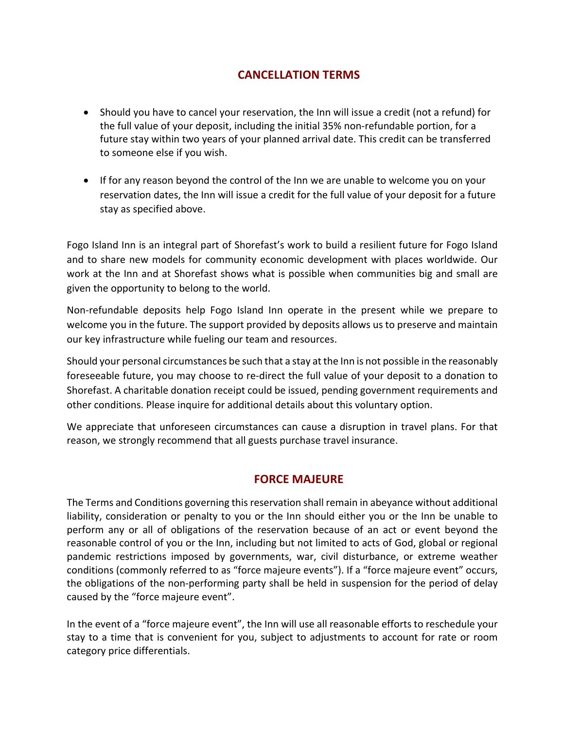## CANCELLATION TERMS

- Should you have to cancel your reservation, the Inn will issue a credit (not a refund) for the full value of your deposit, including the initial 35% non-refundable portion, for a future stay within two years of your planned arrival date. This credit can be transferred to someone else if you wish.
- If for any reason beyond the control of the Inn we are unable to welcome you on your reservation dates, the Inn will issue a credit for the full value of your deposit for a future stay as specified above.

Fogo Island Inn is an integral part of Shorefast's work to build a resilient future for Fogo Island and to share new models for community economic development with places worldwide. Our work at the Inn and at Shorefast shows what is possible when communities big and small are given the opportunity to belong to the world.

Non-refundable deposits help Fogo Island Inn operate in the present while we prepare to welcome you in the future. The support provided by deposits allows us to preserve and maintain our key infrastructure while fueling our team and resources.

Should your personal circumstances be such that a stay at the Inn is not possible in the reasonably foreseeable future, you may choose to re-direct the full value of your deposit to a donation to Shorefast. A charitable donation receipt could be issued, pending government requirements and other conditions. Please inquire for additional details about this voluntary option.

We appreciate that unforeseen circumstances can cause a disruption in travel plans. For that reason, we strongly recommend that all guests purchase travel insurance.

## FORCE MAJEURE

The Terms and Conditions governing this reservation shall remain in abeyance without additional liability, consideration or penalty to you or the Inn should either you or the Inn be unable to perform any or all of obligations of the reservation because of an act or event beyond the reasonable control of you or the Inn, including but not limited to acts of God, global or regional pandemic restrictions imposed by governments, war, civil disturbance, or extreme weather conditions (commonly referred to as "force majeure events"). If a "force majeure event" occurs, the obligations of the non-performing party shall be held in suspension for the period of delay caused by the "force majeure event".

In the event of a "force majeure event", the Inn will use all reasonable efforts to reschedule your stay to a time that is convenient for you, subject to adjustments to account for rate or room category price differentials.